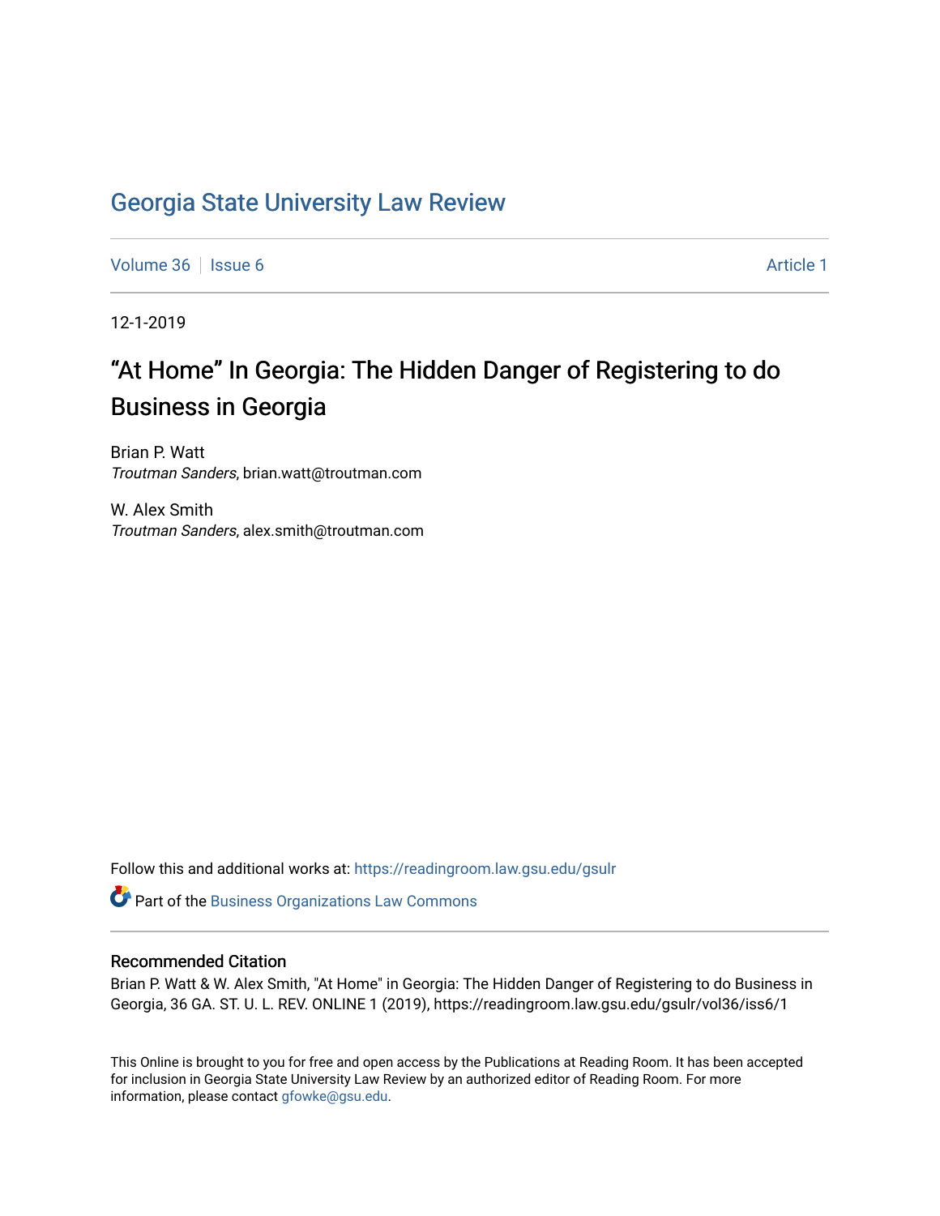# Georgia State University Law Review

Volume 36 | Issue 6 | Article 1

12-1-2019

## "At Home" In Georgia: The Hidden Danger of Registering to do Business in Georgia

Brian P. Watt
*Troutman Sanders*, brian.watt@troutman.com

W. Alex Smith
*Troutman Sanders*, alex.smith@troutman.com

Follow this and additional works at: https://readingroom.law.gsu.edu/gsulr

Part of the Business Organizations Law Commons

### Recommended Citation

Brian P. Watt & W. Alex Smith, "At Home" in Georgia: The Hidden Danger of Registering to do Business in Georgia, 36 GA. ST. U. L. REV. ONLINE 1 (2019), https://readingroom.law.gsu.edu/gsulr/vol36/iss6/1

This Online is brought to you for free and open access by the Publications at Reading Room. It has been accepted for inclusion in Georgia State University Law Review by an authorized editor of Reading Room. For more information, please contact gfowke@gsu.edu.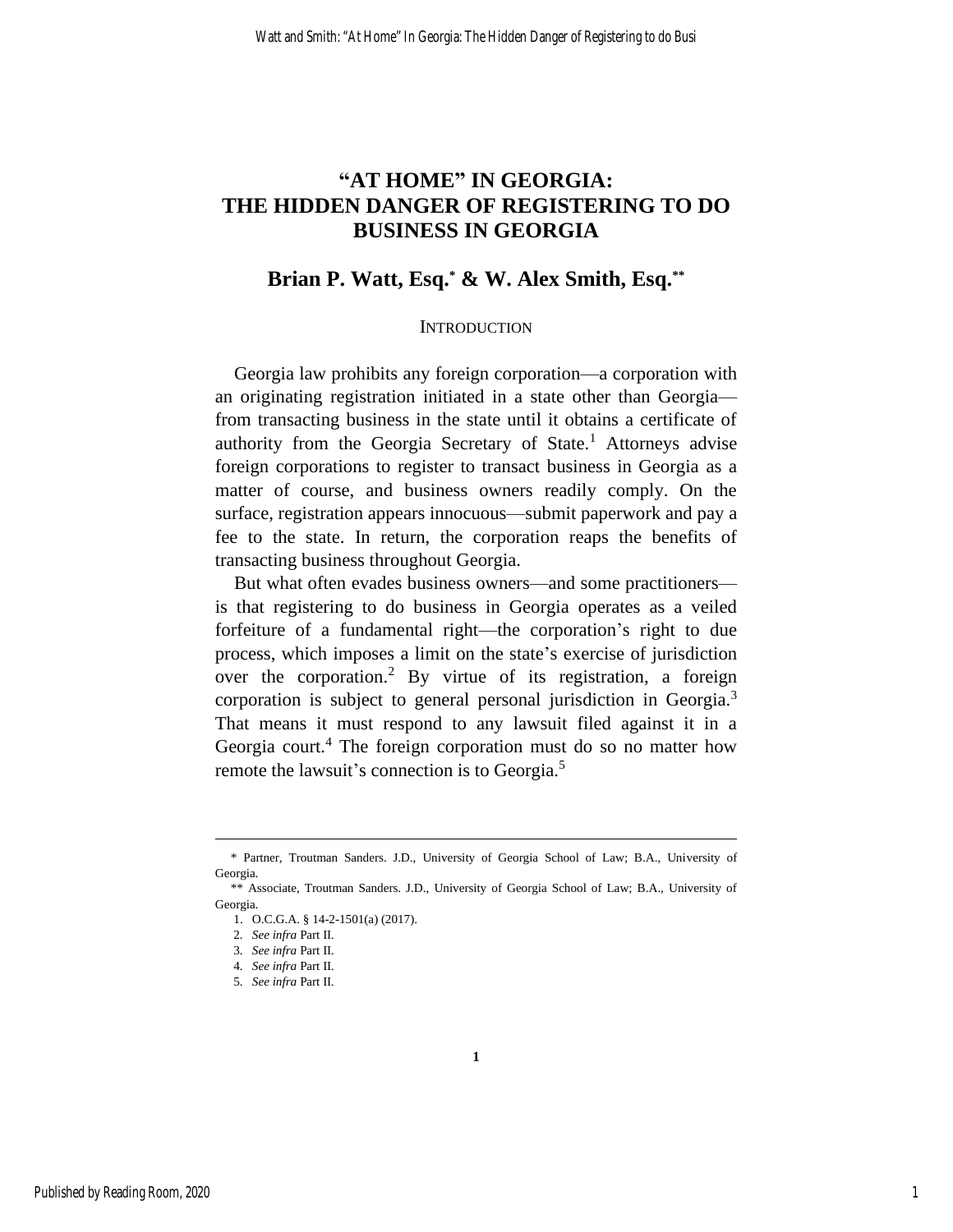# "AT HOME" IN GEORGIA: THE HIDDEN DANGER OF REGISTERING TO DO BUSINESS IN GEORGIA

## Brian P. Watt, Esq.[*] & W. Alex Smith, Esq.[**]

INTRODUCTION

Georgia law prohibits any foreign corporation—a corporation with an originating registration initiated in a state other than Georgia—from transacting business in the state until it obtains a certificate of authority from the Georgia Secretary of State.[1] Attorneys advise foreign corporations to register to transact business in Georgia as a matter of course, and business owners readily comply. On the surface, registration appears innocuous—submit paperwork and pay a fee to the state. In return, the corporation reaps the benefits of transacting business throughout Georgia.

But what often evades business owners—and some practitioners—is that registering to do business in Georgia operates as a veiled forfeiture of a fundamental right—the corporation's right to due process, which imposes a limit on the state's exercise of jurisdiction over the corporation.[2] By virtue of its registration, a foreign corporation is subject to general personal jurisdiction in Georgia.[3] That means it must respond to any lawsuit filed against it in a Georgia court.[4] The foreign corporation must do so no matter how remote the lawsuit's connection is to Georgia.[5]

---

\* Partner, Troutman Sanders. J.D., University of Georgia School of Law; B.A., University of Georgia.

\*\* Associate, Troutman Sanders. J.D., University of Georgia School of Law; B.A., University of Georgia.

1. O.C.G.A. § 14-2-1501(a) (2017).
2. *See infra* Part II.
3. *See infra* Part II.
4. *See infra* Part II.
5. *See infra* Part II.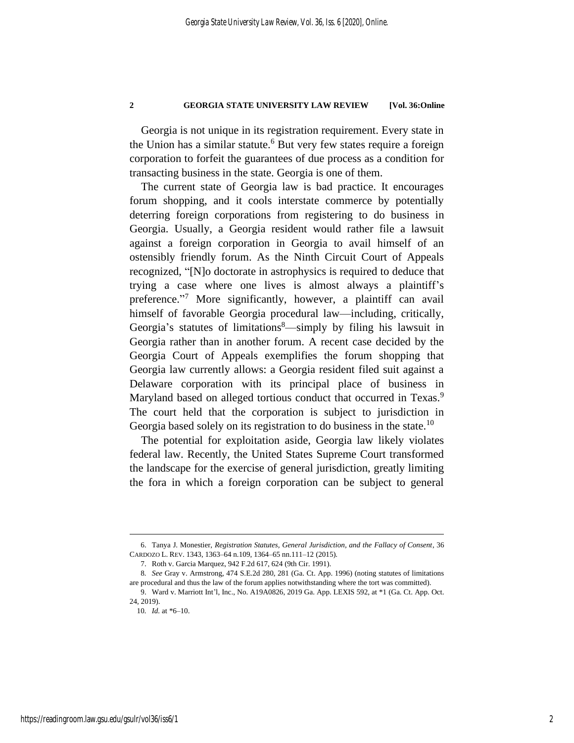Georgia is not unique in its registration requirement. Every state in the Union has a similar statute.[6] But very few states require a foreign corporation to forfeit the guarantees of due process as a condition for transacting business in the state. Georgia is one of them.

The current state of Georgia law is bad practice. It encourages forum shopping, and it cools interstate commerce by potentially deterring foreign corporations from registering to do business in Georgia. Usually, a Georgia resident would rather file a lawsuit against a foreign corporation in Georgia to avail himself of an ostensibly friendly forum. As the Ninth Circuit Court of Appeals recognized, "[N]o doctorate in astrophysics is required to deduce that trying a case where one lives is almost always a plaintiff's preference."[7] More significantly, however, a plaintiff can avail himself of favorable Georgia procedural law—including, critically, Georgia's statutes of limitations[8]—simply by filing his lawsuit in Georgia rather than in another forum. A recent case decided by the Georgia Court of Appeals exemplifies the forum shopping that Georgia law currently allows: a Georgia resident filed suit against a Delaware corporation with its principal place of business in Maryland based on alleged tortious conduct that occurred in Texas.[9] The court held that the corporation is subject to jurisdiction in Georgia based solely on its registration to do business in the state.[10]

The potential for exploitation aside, Georgia law likely violates federal law. Recently, the United States Supreme Court transformed the landscape for the exercise of general jurisdiction, greatly limiting the fora in which a foreign corporation can be subject to general

---

6. Tanya J. Monestier, *Registration Statutes, General Jurisdiction, and the Fallacy of Consent*, 36 CARDOZO L. REV. 1343, 1363–64 n.109, 1364–65 nn.111–12 (2015).

7. Roth v. Garcia Marquez, 942 F.2d 617, 624 (9th Cir. 1991).

8. *See* Gray v. Armstrong, 474 S.E.2d 280, 281 (Ga. Ct. App. 1996) (noting statutes of limitations are procedural and thus the law of the forum applies notwithstanding where the tort was committed).

9. Ward v. Marriott Int'l, Inc., No. A19A0826, 2019 Ga. App. LEXIS 592, at *1 (Ga. Ct. App. Oct. 24, 2019).

10. *Id.* at *6–10.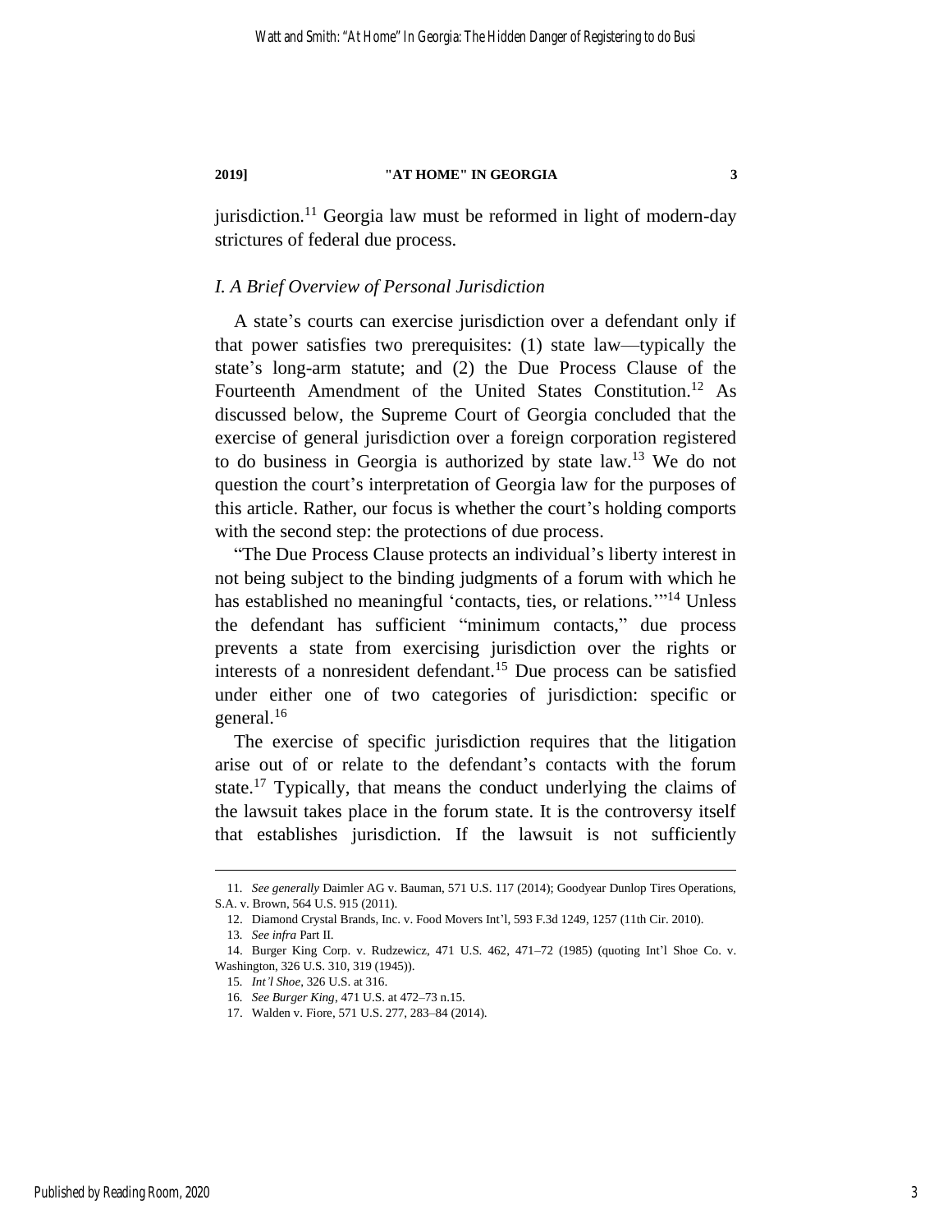jurisdiction.[11] Georgia law must be reformed in light of modern-day strictures of federal due process.

## *I. A Brief Overview of Personal Jurisdiction*

A state's courts can exercise jurisdiction over a defendant only if that power satisfies two prerequisites: (1) state law—typically the state's long-arm statute; and (2) the Due Process Clause of the Fourteenth Amendment of the United States Constitution.[12] As discussed below, the Supreme Court of Georgia concluded that the exercise of general jurisdiction over a foreign corporation registered to do business in Georgia is authorized by state law.[13] We do not question the court's interpretation of Georgia law for the purposes of this article. Rather, our focus is whether the court's holding comports with the second step: the protections of due process.

"The Due Process Clause protects an individual's liberty interest in not being subject to the binding judgments of a forum with which he has established no meaningful 'contacts, ties, or relations.'"[14] Unless the defendant has sufficient "minimum contacts," due process prevents a state from exercising jurisdiction over the rights or interests of a nonresident defendant.[15] Due process can be satisfied under either one of two categories of jurisdiction: specific or general.[16]

The exercise of specific jurisdiction requires that the litigation arise out of or relate to the defendant's contacts with the forum state.[17] Typically, that means the conduct underlying the claims of the lawsuit takes place in the forum state. It is the controversy itself that establishes jurisdiction. If the lawsuit is not sufficiently

---

11. *See generally* Daimler AG v. Bauman, 571 U.S. 117 (2014); Goodyear Dunlop Tires Operations, S.A. v. Brown, 564 U.S. 915 (2011).

12. Diamond Crystal Brands, Inc. v. Food Movers Int'l, 593 F.3d 1249, 1257 (11th Cir. 2010).

13. *See infra* Part II.

14. Burger King Corp. v. Rudzewicz, 471 U.S. 462, 471–72 (1985) (quoting Int'l Shoe Co. v. Washington, 326 U.S. 310, 319 (1945)).

15. *Int'l Shoe*, 326 U.S. at 316.

16. *See Burger King*, 471 U.S. at 472–73 n.15.

17. Walden v. Fiore, 571 U.S. 277, 283–84 (2014).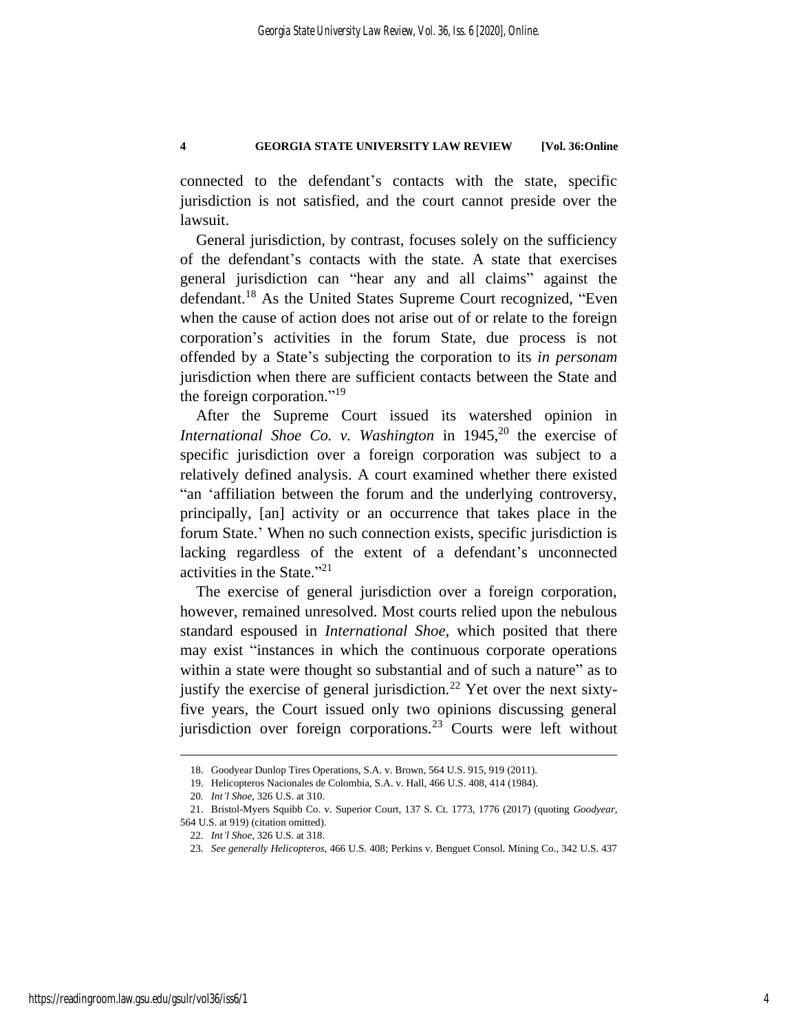connected to the defendant's contacts with the state, specific jurisdiction is not satisfied, and the court cannot preside over the lawsuit.

General jurisdiction, by contrast, focuses solely on the sufficiency of the defendant's contacts with the state. A state that exercises general jurisdiction can "hear any and all claims" against the defendant.[18] As the United States Supreme Court recognized, "Even when the cause of action does not arise out of or relate to the foreign corporation's activities in the forum State, due process is not offended by a State's subjecting the corporation to its *in personam* jurisdiction when there are sufficient contacts between the State and the foreign corporation."[19]

After the Supreme Court issued its watershed opinion in *International Shoe Co. v. Washington* in 1945,[20] the exercise of specific jurisdiction over a foreign corporation was subject to a relatively defined analysis. A court examined whether there existed "an 'affiliation between the forum and the underlying controversy, principally, [an] activity or an occurrence that takes place in the forum State.' When no such connection exists, specific jurisdiction is lacking regardless of the extent of a defendant's unconnected activities in the State."[21]

The exercise of general jurisdiction over a foreign corporation, however, remained unresolved. Most courts relied upon the nebulous standard espoused in *International Shoe*, which posited that there may exist "instances in which the continuous corporate operations within a state were thought so substantial and of such a nature" as to justify the exercise of general jurisdiction.[22] Yet over the next sixty-five years, the Court issued only two opinions discussing general jurisdiction over foreign corporations.[23] Courts were left without

---

18. Goodyear Dunlop Tires Operations, S.A. v. Brown, 564 U.S. 915, 919 (2011).

19. Helicopteros Nacionales de Colombia, S.A. v. Hall, 466 U.S. 408, 414 (1984).

20. *Int'l Shoe*, 326 U.S. at 310.

21. Bristol-Myers Squibb Co. v. Superior Court, 137 S. Ct. 1773, 1776 (2017) (quoting *Goodyear*, 564 U.S. at 919) (citation omitted).

22. *Int'l Shoe*, 326 U.S. at 318.

23. *See generally Helicopteros*, 466 U.S. 408; Perkins v. Benguet Consol. Mining Co., 342 U.S. 437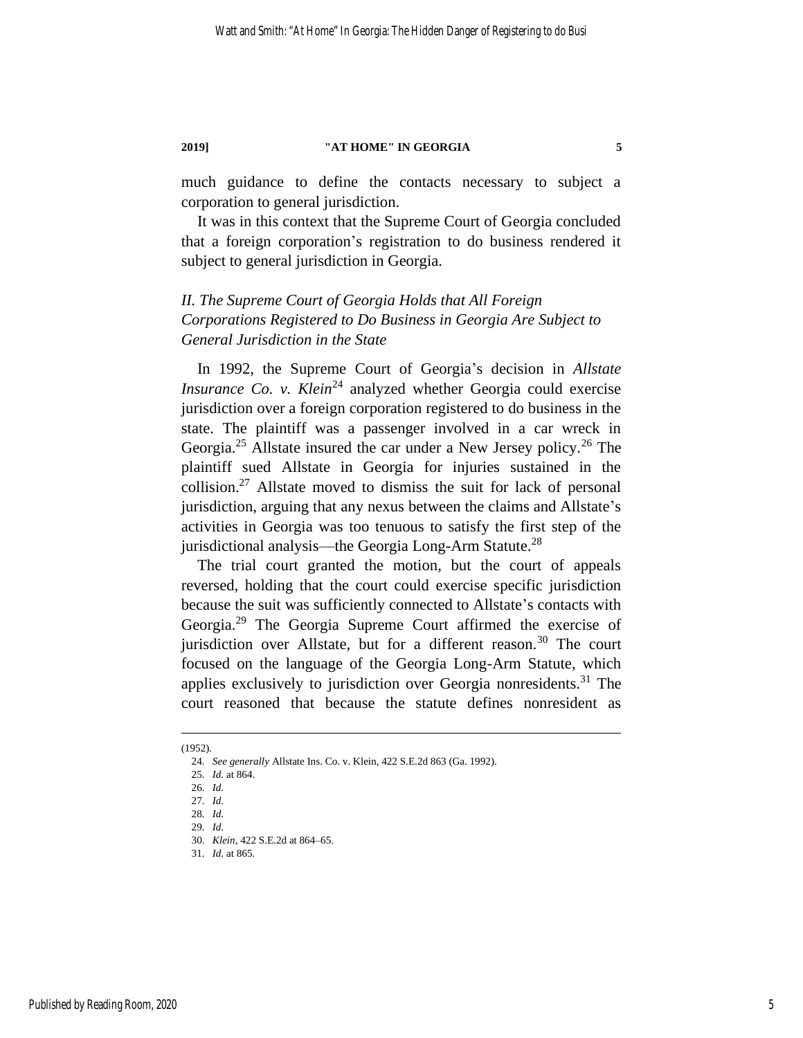much guidance to define the contacts necessary to subject a corporation to general jurisdiction.

It was in this context that the Supreme Court of Georgia concluded that a foreign corporation's registration to do business rendered it subject to general jurisdiction in Georgia.

## *II. The Supreme Court of Georgia Holds that All Foreign Corporations Registered to Do Business in Georgia Are Subject to General Jurisdiction in the State*

In 1992, the Supreme Court of Georgia's decision in *Allstate Insurance Co. v. Klein*[24] analyzed whether Georgia could exercise jurisdiction over a foreign corporation registered to do business in the state. The plaintiff was a passenger involved in a car wreck in Georgia.[25] Allstate insured the car under a New Jersey policy.[26] The plaintiff sued Allstate in Georgia for injuries sustained in the collision.[27] Allstate moved to dismiss the suit for lack of personal jurisdiction, arguing that any nexus between the claims and Allstate's activities in Georgia was too tenuous to satisfy the first step of the jurisdictional analysis—the Georgia Long-Arm Statute.[28]

The trial court granted the motion, but the court of appeals reversed, holding that the court could exercise specific jurisdiction because the suit was sufficiently connected to Allstate's contacts with Georgia.[29] The Georgia Supreme Court affirmed the exercise of jurisdiction over Allstate, but for a different reason.[30] The court focused on the language of the Georgia Long-Arm Statute, which applies exclusively to jurisdiction over Georgia nonresidents.[31] The court reasoned that because the statute defines nonresident as

---

(1952).

24. *See generally* Allstate Ins. Co. v. Klein, 422 S.E.2d 863 (Ga. 1992).

25. *Id.* at 864.

26. *Id.*

27. *Id.*

28. *Id.*

29. *Id.*

30. *Klein*, 422 S.E.2d at 864–65.

31. *Id.* at 865.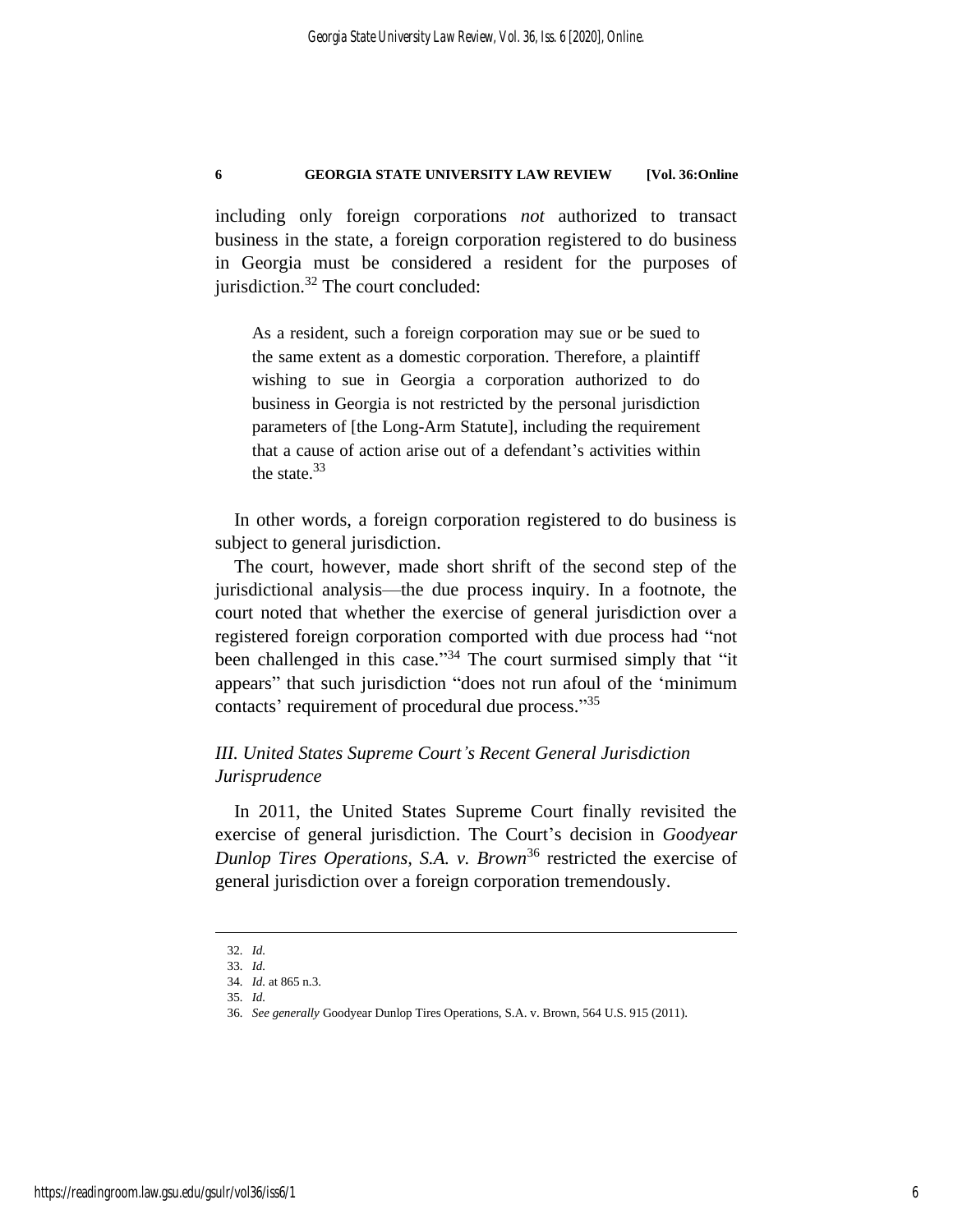including only foreign corporations *not* authorized to transact business in the state, a foreign corporation registered to do business in Georgia must be considered a resident for the purposes of jurisdiction.[32] The court concluded:

> As a resident, such a foreign corporation may sue or be sued to the same extent as a domestic corporation. Therefore, a plaintiff wishing to sue in Georgia a corporation authorized to do business in Georgia is not restricted by the personal jurisdiction parameters of [the Long-Arm Statute], including the requirement that a cause of action arise out of a defendant's activities within the state.[33]

In other words, a foreign corporation registered to do business is subject to general jurisdiction.

The court, however, made short shrift of the second step of the jurisdictional analysis—the due process inquiry. In a footnote, the court noted that whether the exercise of general jurisdiction over a registered foreign corporation comported with due process had "not been challenged in this case."[34] The court surmised simply that "it appears" that such jurisdiction "does not run afoul of the 'minimum contacts' requirement of procedural due process."[35]

## *III. United States Supreme Court's Recent General Jurisdiction Jurisprudence*

In 2011, the United States Supreme Court finally revisited the exercise of general jurisdiction. The Court's decision in *Goodyear Dunlop Tires Operations, S.A. v. Brown*[36] restricted the exercise of general jurisdiction over a foreign corporation tremendously.

---

32. *Id.*
33. *Id.*
34. *Id.* at 865 n.3.
35. *Id.*
36. *See generally* Goodyear Dunlop Tires Operations, S.A. v. Brown, 564 U.S. 915 (2011).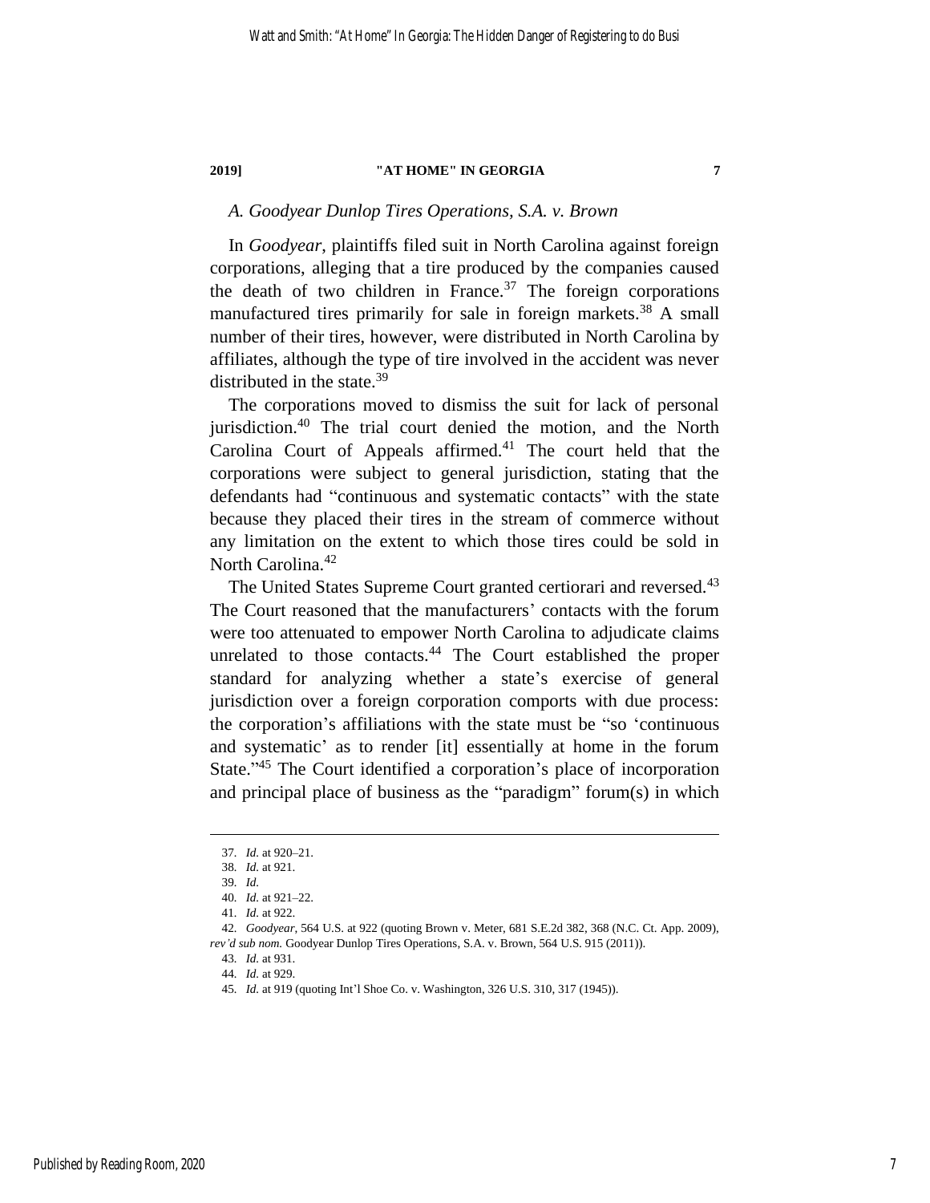### *A. Goodyear Dunlop Tires Operations, S.A. v. Brown*

In *Goodyear*, plaintiffs filed suit in North Carolina against foreign corporations, alleging that a tire produced by the companies caused the death of two children in France.[37] The foreign corporations manufactured tires primarily for sale in foreign markets.[38] A small number of their tires, however, were distributed in North Carolina by affiliates, although the type of tire involved in the accident was never distributed in the state.[39]

The corporations moved to dismiss the suit for lack of personal jurisdiction.[40] The trial court denied the motion, and the North Carolina Court of Appeals affirmed.[41] The court held that the corporations were subject to general jurisdiction, stating that the defendants had "continuous and systematic contacts" with the state because they placed their tires in the stream of commerce without any limitation on the extent to which those tires could be sold in North Carolina.[42]

The United States Supreme Court granted certiorari and reversed.[43] The Court reasoned that the manufacturers' contacts with the forum were too attenuated to empower North Carolina to adjudicate claims unrelated to those contacts.[44] The Court established the proper standard for analyzing whether a state's exercise of general jurisdiction over a foreign corporation comports with due process: the corporation's affiliations with the state must be "so 'continuous and systematic' as to render [it] essentially at home in the forum State."[45] The Court identified a corporation's place of incorporation and principal place of business as the "paradigm" forum(s) in which

---

37. *Id.* at 920–21.
38. *Id.* at 921.
39. *Id.*
40. *Id.* at 921–22.
41. *Id.* at 922.
42. *Goodyear*, 564 U.S. at 922 (quoting Brown v. Meter, 681 S.E.2d 382, 368 (N.C. Ct. App. 2009), *rev'd sub nom.* Goodyear Dunlop Tires Operations, S.A. v. Brown, 564 U.S. 915 (2011)).
43. *Id.* at 931.
44. *Id.* at 929.
45. *Id.* at 919 (quoting Int'l Shoe Co. v. Washington, 326 U.S. 310, 317 (1945)).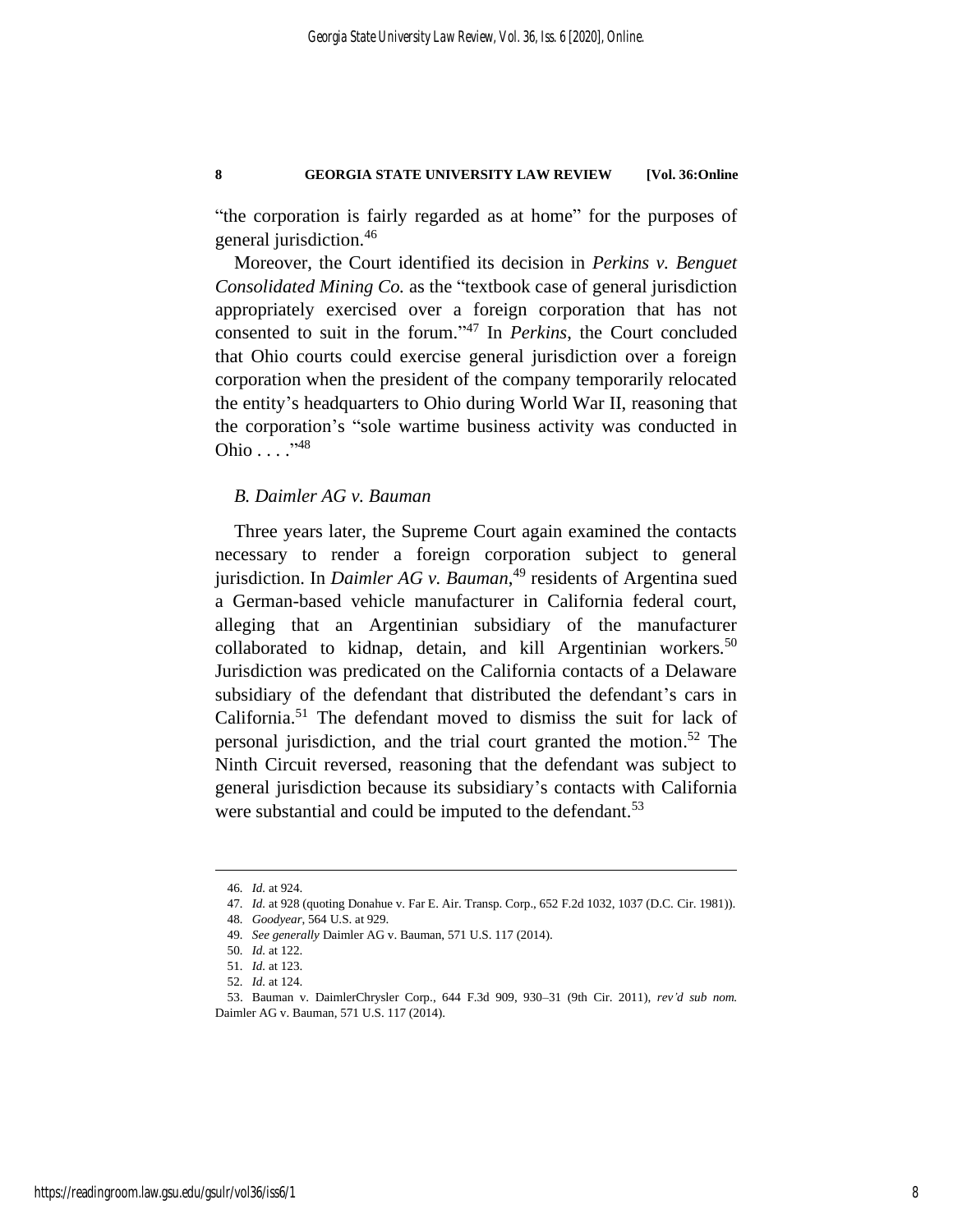"the corporation is fairly regarded as at home" for the purposes of general jurisdiction.[46]

Moreover, the Court identified its decision in *Perkins v. Benguet Consolidated Mining Co.* as the "textbook case of general jurisdiction appropriately exercised over a foreign corporation that has not consented to suit in the forum."[47] In *Perkins*, the Court concluded that Ohio courts could exercise general jurisdiction over a foreign corporation when the president of the company temporarily relocated the entity's headquarters to Ohio during World War II, reasoning that the corporation's "sole wartime business activity was conducted in Ohio . . . ."[48]

### *B. Daimler AG v. Bauman*

Three years later, the Supreme Court again examined the contacts necessary to render a foreign corporation subject to general jurisdiction. In *Daimler AG v. Bauman*,[49] residents of Argentina sued a German-based vehicle manufacturer in California federal court, alleging that an Argentinian subsidiary of the manufacturer collaborated to kidnap, detain, and kill Argentinian workers.[50] Jurisdiction was predicated on the California contacts of a Delaware subsidiary of the defendant that distributed the defendant's cars in California.[51] The defendant moved to dismiss the suit for lack of personal jurisdiction, and the trial court granted the motion.[52] The Ninth Circuit reversed, reasoning that the defendant was subject to general jurisdiction because its subsidiary's contacts with California were substantial and could be imputed to the defendant.[53]

---

46. *Id.* at 924.

47. *Id.* at 928 (quoting Donahue v. Far E. Air. Transp. Corp., 652 F.2d 1032, 1037 (D.C. Cir. 1981)).

48. *Goodyear*, 564 U.S. at 929.

49. *See generally* Daimler AG v. Bauman, 571 U.S. 117 (2014).

50. *Id.* at 122.

51. *Id.* at 123.

52. *Id.* at 124.

53. Bauman v. DaimlerChrysler Corp., 644 F.3d 909, 930–31 (9th Cir. 2011), *rev'd sub nom.* Daimler AG v. Bauman, 571 U.S. 117 (2014).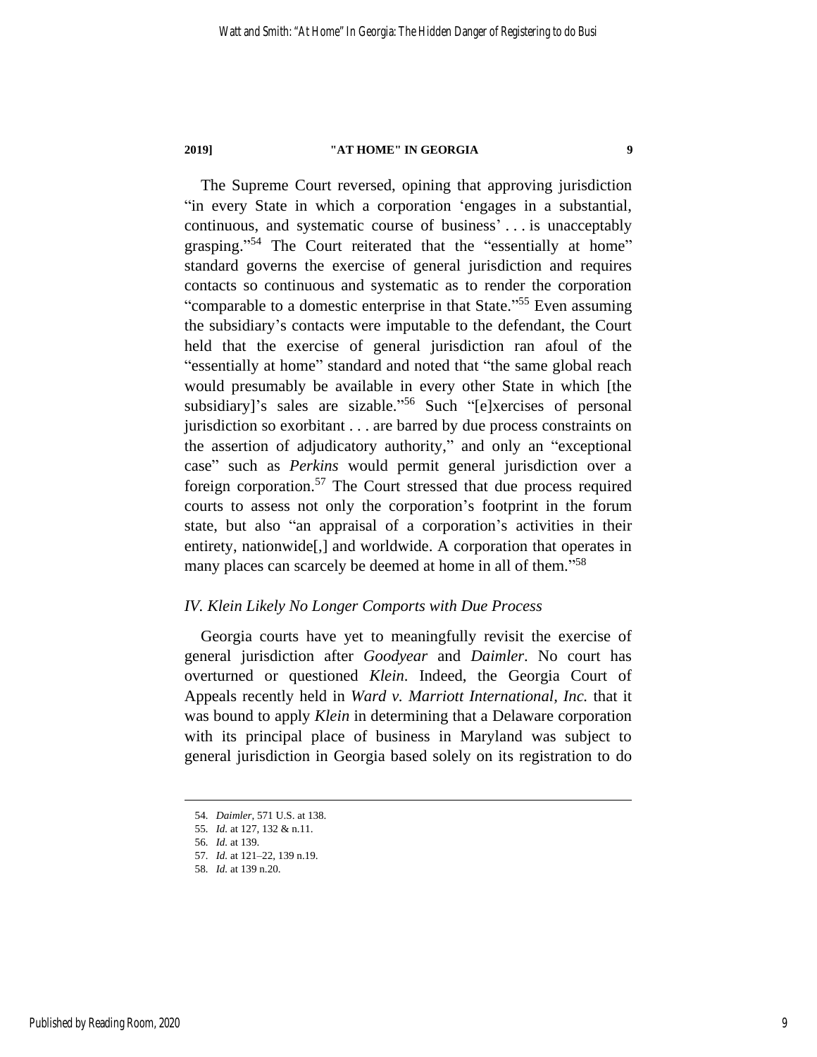The Supreme Court reversed, opining that approving jurisdiction "in every State in which a corporation 'engages in a substantial, continuous, and systematic course of business' . . . is unacceptably grasping."[54] The Court reiterated that the "essentially at home" standard governs the exercise of general jurisdiction and requires contacts so continuous and systematic as to render the corporation "comparable to a domestic enterprise in that State."[55] Even assuming the subsidiary's contacts were imputable to the defendant, the Court held that the exercise of general jurisdiction ran afoul of the "essentially at home" standard and noted that "the same global reach would presumably be available in every other State in which [the subsidiary]'s sales are sizable."[56] Such "[e]xercises of personal jurisdiction so exorbitant . . . are barred by due process constraints on the assertion of adjudicatory authority," and only an "exceptional case" such as *Perkins* would permit general jurisdiction over a foreign corporation.[57] The Court stressed that due process required courts to assess not only the corporation's footprint in the forum state, but also "an appraisal of a corporation's activities in their entirety, nationwide[,] and worldwide. A corporation that operates in many places can scarcely be deemed at home in all of them."[58]

### *IV. Klein Likely No Longer Comports with Due Process*

Georgia courts have yet to meaningfully revisit the exercise of general jurisdiction after *Goodyear* and *Daimler*. No court has overturned or questioned *Klein*. Indeed, the Georgia Court of Appeals recently held in *Ward v. Marriott International, Inc.* that it was bound to apply *Klein* in determining that a Delaware corporation with its principal place of business in Maryland was subject to general jurisdiction in Georgia based solely on its registration to do

---

54. *Daimler*, 571 U.S. at 138.
55. *Id.* at 127, 132 & n.11.
56. *Id.* at 139.
57. *Id.* at 121–22, 139 n.19.
58. *Id.* at 139 n.20.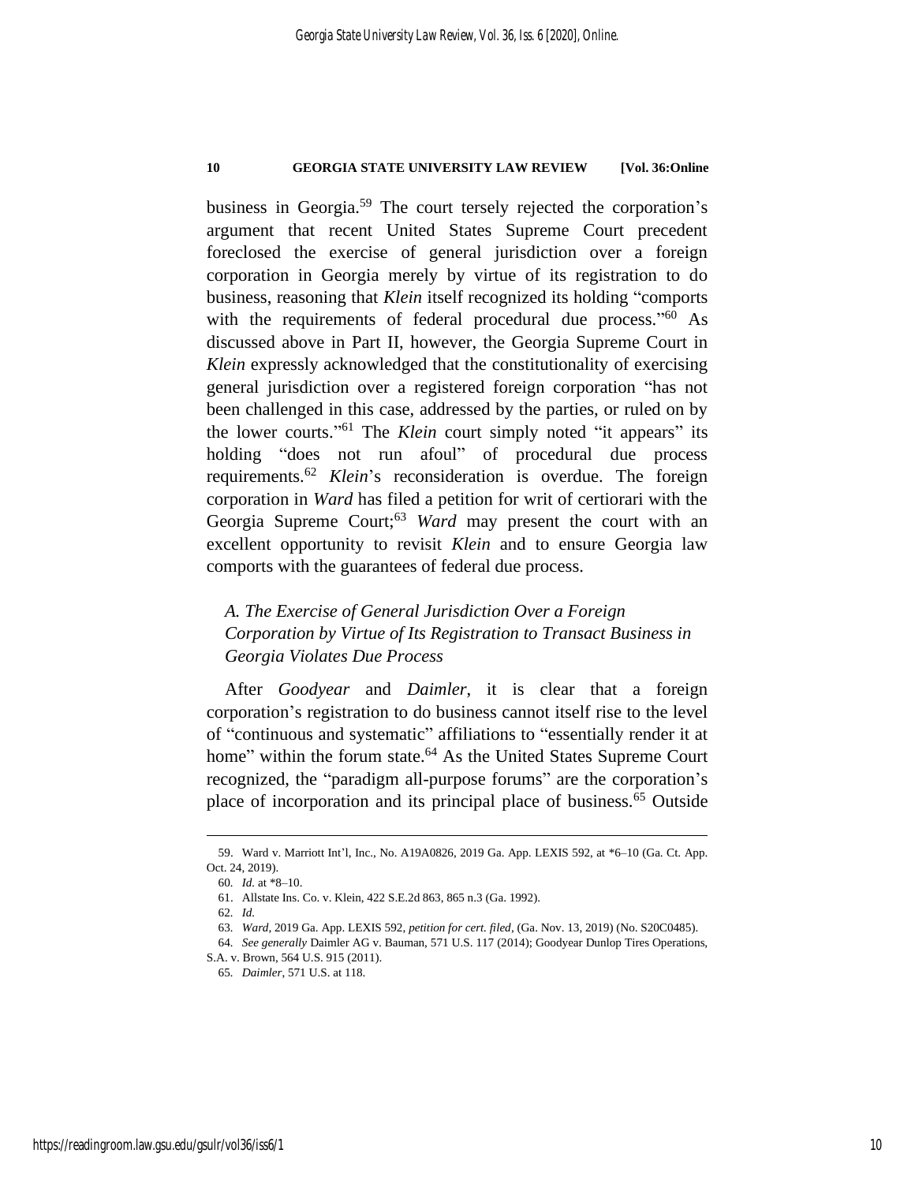business in Georgia.[59] The court tersely rejected the corporation's argument that recent United States Supreme Court precedent foreclosed the exercise of general jurisdiction over a foreign corporation in Georgia merely by virtue of its registration to do business, reasoning that *Klein* itself recognized its holding "comports with the requirements of federal procedural due process."[60] As discussed above in Part II, however, the Georgia Supreme Court in *Klein* expressly acknowledged that the constitutionality of exercising general jurisdiction over a registered foreign corporation "has not been challenged in this case, addressed by the parties, or ruled on by the lower courts."[61] The *Klein* court simply noted "it appears" its holding "does not run afoul" of procedural due process requirements.[62] *Klein*'s reconsideration is overdue. The foreign corporation in *Ward* has filed a petition for writ of certiorari with the Georgia Supreme Court;[63] *Ward* may present the court with an excellent opportunity to revisit *Klein* and to ensure Georgia law comports with the guarantees of federal due process.

### *A. The Exercise of General Jurisdiction Over a Foreign Corporation by Virtue of Its Registration to Transact Business in Georgia Violates Due Process*

After *Goodyear* and *Daimler*, it is clear that a foreign corporation's registration to do business cannot itself rise to the level of "continuous and systematic" affiliations to "essentially render it at home" within the forum state.[64] As the United States Supreme Court recognized, the "paradigm all-purpose forums" are the corporation's place of incorporation and its principal place of business.[65] Outside

---

59. Ward v. Marriott Int'l, Inc., No. A19A0826, 2019 Ga. App. LEXIS 592, at *6–10 (Ga. Ct. App. Oct. 24, 2019).

60. *Id.* at *8–10.

61. Allstate Ins. Co. v. Klein, 422 S.E.2d 863, 865 n.3 (Ga. 1992).

62. *Id.*

63. *Ward*, 2019 Ga. App. LEXIS 592, *petition for cert. filed*, (Ga. Nov. 13, 2019) (No. S20C0485).

64. *See generally* Daimler AG v. Bauman, 571 U.S. 117 (2014); Goodyear Dunlop Tires Operations, S.A. v. Brown, 564 U.S. 915 (2011).

65. *Daimler*, 571 U.S. at 118.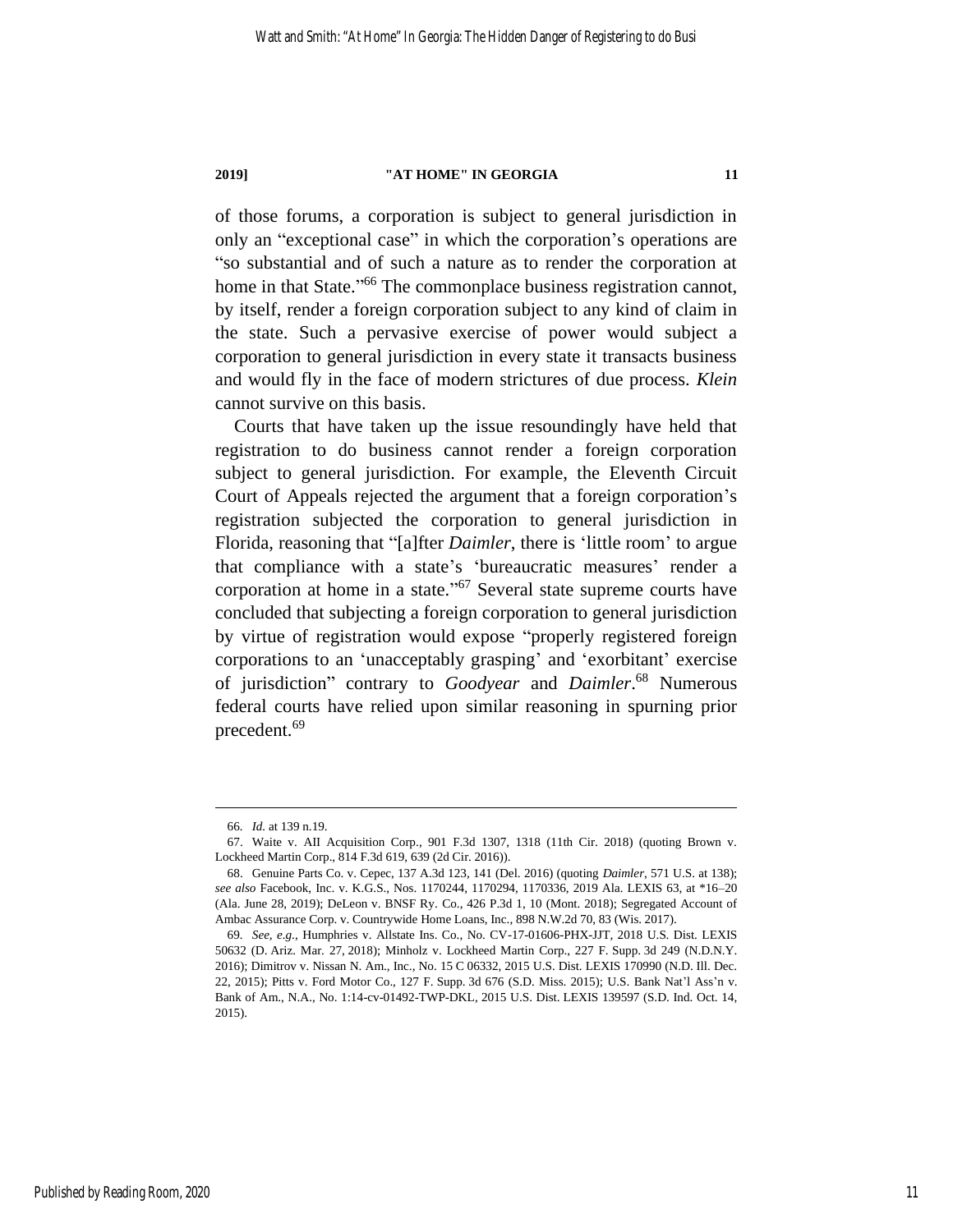of those forums, a corporation is subject to general jurisdiction in only an "exceptional case" in which the corporation's operations are "so substantial and of such a nature as to render the corporation at home in that State."[66] The commonplace business registration cannot, by itself, render a foreign corporation subject to any kind of claim in the state. Such a pervasive exercise of power would subject a corporation to general jurisdiction in every state it transacts business and would fly in the face of modern strictures of due process. *Klein* cannot survive on this basis.

Courts that have taken up the issue resoundingly have held that registration to do business cannot render a foreign corporation subject to general jurisdiction. For example, the Eleventh Circuit Court of Appeals rejected the argument that a foreign corporation's registration subjected the corporation to general jurisdiction in Florida, reasoning that "[a]fter *Daimler*, there is 'little room' to argue that compliance with a state's 'bureaucratic measures' render a corporation at home in a state."[67] Several state supreme courts have concluded that subjecting a foreign corporation to general jurisdiction by virtue of registration would expose "properly registered foreign corporations to an 'unacceptably grasping' and 'exorbitant' exercise of jurisdiction" contrary to *Goodyear* and *Daimler*.[68] Numerous federal courts have relied upon similar reasoning in spurning prior precedent.[69]

---

66. *Id.* at 139 n.19.

67. Waite v. AII Acquisition Corp., 901 F.3d 1307, 1318 (11th Cir. 2018) (quoting Brown v. Lockheed Martin Corp., 814 F.3d 619, 639 (2d Cir. 2016)).

68. Genuine Parts Co. v. Cepec, 137 A.3d 123, 141 (Del. 2016) (quoting *Daimler*, 571 U.S. at 138); *see also* Facebook, Inc. v. K.G.S., Nos. 1170244, 1170294, 1170336, 2019 Ala. LEXIS 63, at *16–20 (Ala. June 28, 2019); DeLeon v. BNSF Ry. Co., 426 P.3d 1, 10 (Mont. 2018); Segregated Account of Ambac Assurance Corp. v. Countrywide Home Loans, Inc., 898 N.W.2d 70, 83 (Wis. 2017).

69. *See, e.g.*, Humphries v. Allstate Ins. Co., No. CV-17-01606-PHX-JJT, 2018 U.S. Dist. LEXIS 50632 (D. Ariz. Mar. 27, 2018); Minholz v. Lockheed Martin Corp., 227 F. Supp. 3d 249 (N.D.N.Y. 2016); Dimitrov v. Nissan N. Am., Inc., No. 15 C 06332, 2015 U.S. Dist. LEXIS 170990 (N.D. Ill. Dec. 22, 2015); Pitts v. Ford Motor Co., 127 F. Supp. 3d 676 (S.D. Miss. 2015); U.S. Bank Nat'l Ass'n v. Bank of Am., N.A., No. 1:14-cv-01492-TWP-DKL, 2015 U.S. Dist. LEXIS 139597 (S.D. Ind. Oct. 14, 2015).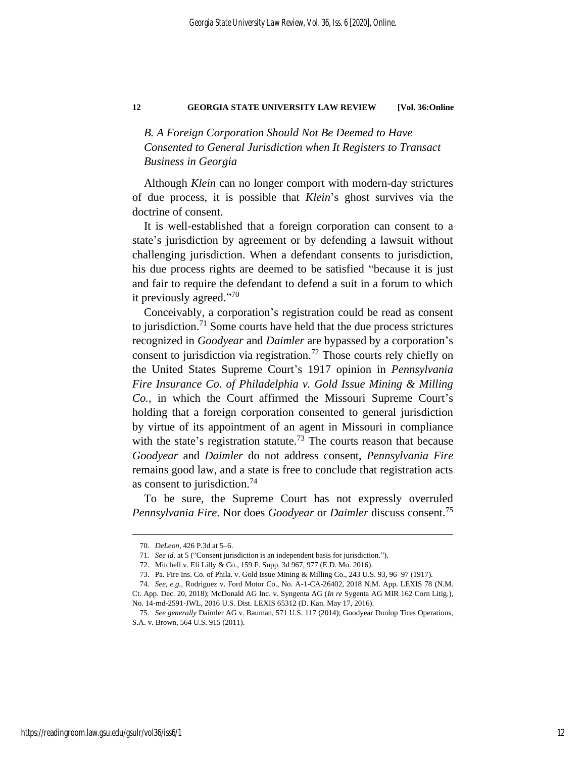### *B. A Foreign Corporation Should Not Be Deemed to Have Consented to General Jurisdiction when It Registers to Transact Business in Georgia*

Although *Klein* can no longer comport with modern-day strictures of due process, it is possible that *Klein*'s ghost survives via the doctrine of consent.

It is well-established that a foreign corporation can consent to a state's jurisdiction by agreement or by defending a lawsuit without challenging jurisdiction. When a defendant consents to jurisdiction, his due process rights are deemed to be satisfied "because it is just and fair to require the defendant to defend a suit in a forum to which it previously agreed."[70]

Conceivably, a corporation's registration could be read as consent to jurisdiction.[71] Some courts have held that the due process strictures recognized in *Goodyear* and *Daimler* are bypassed by a corporation's consent to jurisdiction via registration.[72] Those courts rely chiefly on the United States Supreme Court's 1917 opinion in *Pennsylvania Fire Insurance Co. of Philadelphia v. Gold Issue Mining & Milling Co.*, in which the Court affirmed the Missouri Supreme Court's holding that a foreign corporation consented to general jurisdiction by virtue of its appointment of an agent in Missouri in compliance with the state's registration statute.[73] The courts reason that because *Goodyear* and *Daimler* do not address consent, *Pennsylvania Fire* remains good law, and a state is free to conclude that registration acts as consent to jurisdiction.[74]

To be sure, the Supreme Court has not expressly overruled *Pennsylvania Fire*. Nor does *Goodyear* or *Daimler* discuss consent.[75]

---

70. *DeLeon*, 426 P.3d at 5–6.

71. *See id.* at 5 ("Consent jurisdiction is an independent basis for jurisdiction.").

72. Mitchell v. Eli Lilly & Co., 159 F. Supp. 3d 967, 977 (E.D. Mo. 2016).

73. Pa. Fire Ins. Co. of Phila. v. Gold Issue Mining & Milling Co., 243 U.S. 93, 96–97 (1917).

74. *See, e.g.*, Rodriguez v. Ford Motor Co., No. A-1-CA-26402, 2018 N.M. App. LEXIS 78 (N.M. Ct. App. Dec. 20, 2018); McDonald AG Inc. v. Syngenta AG (*In re* Sygenta AG MIR 162 Corn Litig.), No. 14-md-2591-JWL, 2016 U.S. Dist. LEXIS 65312 (D. Kan. May 17, 2016).

75. *See generally* Daimler AG v. Bauman, 571 U.S. 117 (2014); Goodyear Dunlop Tires Operations, S.A. v. Brown, 564 U.S. 915 (2011).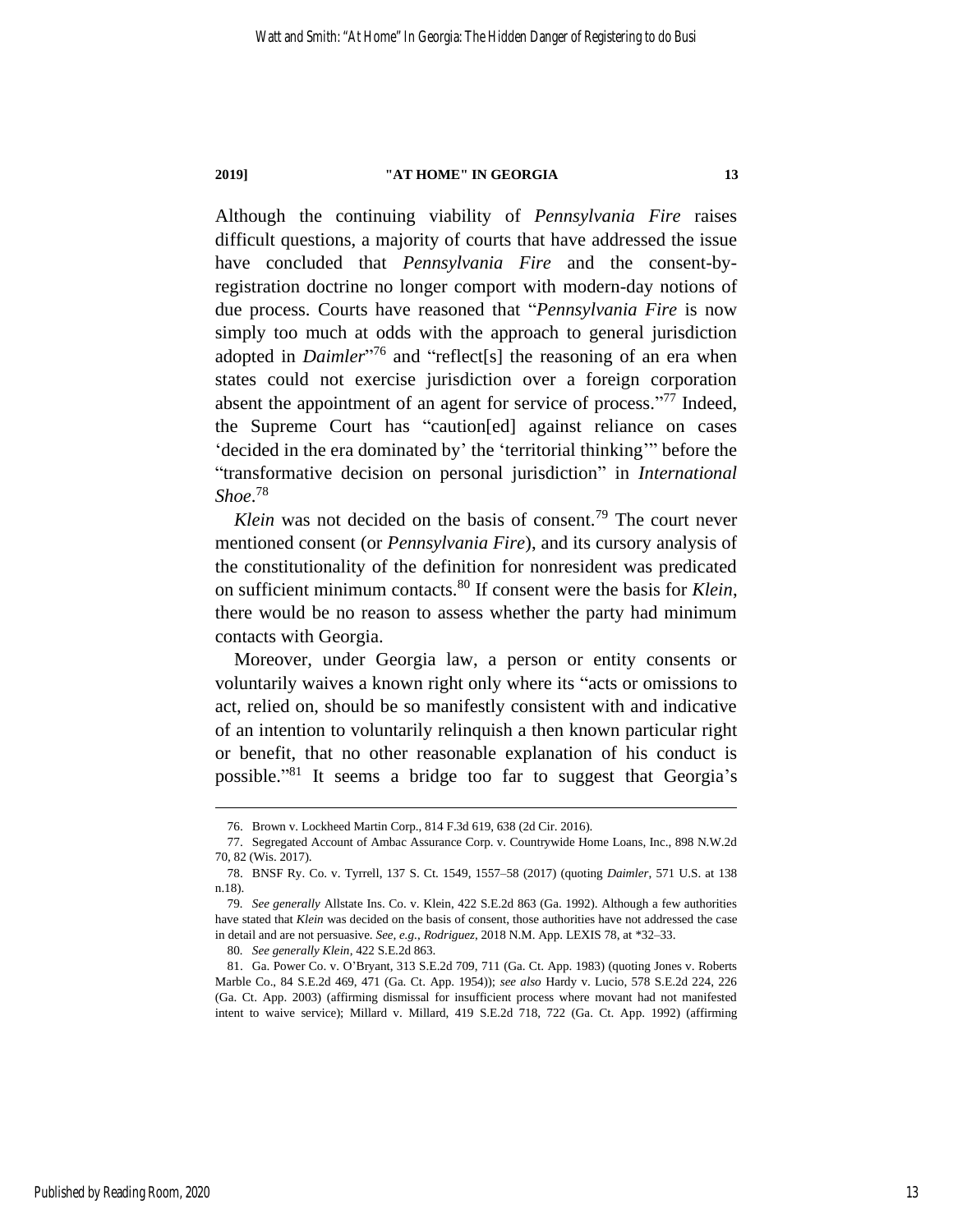Although the continuing viability of *Pennsylvania Fire* raises difficult questions, a majority of courts that have addressed the issue have concluded that *Pennsylvania Fire* and the consent-by-registration doctrine no longer comport with modern-day notions of due process. Courts have reasoned that "*Pennsylvania Fire* is now simply too much at odds with the approach to general jurisdiction adopted in *Daimler*"[76] and "reflect[s] the reasoning of an era when states could not exercise jurisdiction over a foreign corporation absent the appointment of an agent for service of process."[77] Indeed, the Supreme Court has "caution[ed] against reliance on cases 'decided in the era dominated by' the 'territorial thinking'" before the "transformative decision on personal jurisdiction" in *International Shoe*.[78]

*Klein* was not decided on the basis of consent.[79] The court never mentioned consent (or *Pennsylvania Fire*), and its cursory analysis of the constitutionality of the definition for nonresident was predicated on sufficient minimum contacts.[80] If consent were the basis for *Klein*, there would be no reason to assess whether the party had minimum contacts with Georgia.

Moreover, under Georgia law, a person or entity consents or voluntarily waives a known right only where its "acts or omissions to act, relied on, should be so manifestly consistent with and indicative of an intention to voluntarily relinquish a then known particular right or benefit, that no other reasonable explanation of his conduct is possible."[81] It seems a bridge too far to suggest that Georgia's

---

76. Brown v. Lockheed Martin Corp., 814 F.3d 619, 638 (2d Cir. 2016).

77. Segregated Account of Ambac Assurance Corp. v. Countrywide Home Loans, Inc., 898 N.W.2d 70, 82 (Wis. 2017).

78. BNSF Ry. Co. v. Tyrrell, 137 S. Ct. 1549, 1557–58 (2017) (quoting *Daimler*, 571 U.S. at 138 n.18).

79. *See generally* Allstate Ins. Co. v. Klein, 422 S.E.2d 863 (Ga. 1992). Although a few authorities have stated that *Klein* was decided on the basis of consent, those authorities have not addressed the case in detail and are not persuasive. *See, e.g.*, *Rodriguez*, 2018 N.M. App. LEXIS 78, at *32–33.

80. *See generally Klein*, 422 S.E.2d 863.

81. Ga. Power Co. v. O'Bryant, 313 S.E.2d 709, 711 (Ga. Ct. App. 1983) (quoting Jones v. Roberts Marble Co., 84 S.E.2d 469, 471 (Ga. Ct. App. 1954)); *see also* Hardy v. Lucio, 578 S.E.2d 224, 226 (Ga. Ct. App. 2003) (affirming dismissal for insufficient process where movant had not manifested intent to waive service); Millard v. Millard, 419 S.E.2d 718, 722 (Ga. Ct. App. 1992) (affirming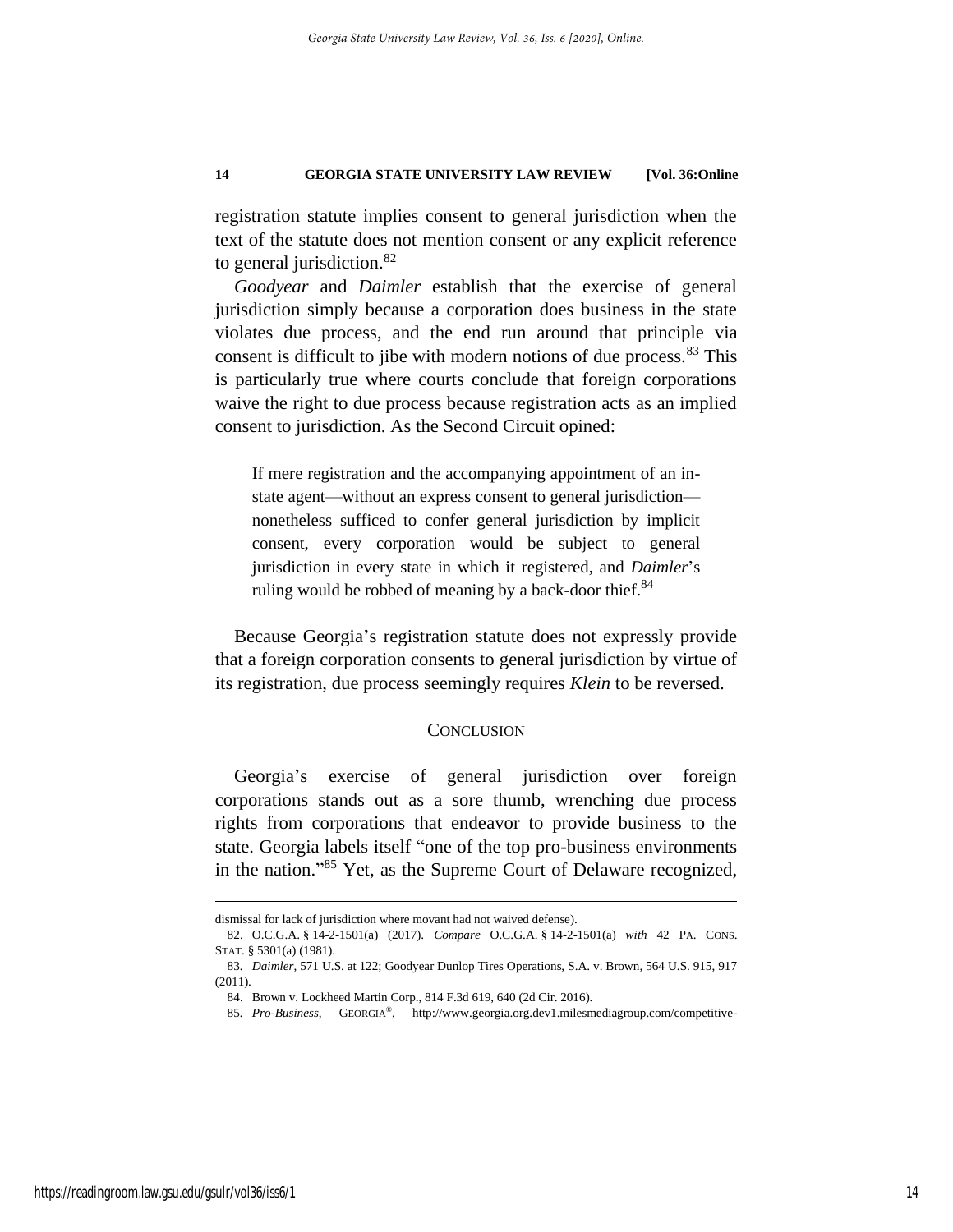registration statute implies consent to general jurisdiction when the text of the statute does not mention consent or any explicit reference to general jurisdiction.[82]

*Goodyear* and *Daimler* establish that the exercise of general jurisdiction simply because a corporation does business in the state violates due process, and the end run around that principle via consent is difficult to jibe with modern notions of due process.[83] This is particularly true where courts conclude that foreign corporations waive the right to due process because registration acts as an implied consent to jurisdiction. As the Second Circuit opined:

> If mere registration and the accompanying appointment of an in-state agent—without an express consent to general jurisdiction—nonetheless sufficed to confer general jurisdiction by implicit consent, every corporation would be subject to general jurisdiction in every state in which it registered, and *Daimler*'s ruling would be robbed of meaning by a back-door thief.[84]

Because Georgia's registration statute does not expressly provide that a foreign corporation consents to general jurisdiction by virtue of its registration, due process seemingly requires *Klein* to be reversed.

## CONCLUSION

Georgia's exercise of general jurisdiction over foreign corporations stands out as a sore thumb, wrenching due process rights from corporations that endeavor to provide business to the state. Georgia labels itself "one of the top pro-business environments in the nation."[85] Yet, as the Supreme Court of Delaware recognized,

---

dismissal for lack of jurisdiction where movant had not waived defense).

82. O.C.G.A. § 14-2-1501(a) (2017). *Compare* O.C.G.A. § 14-2-1501(a) *with* 42 PA. CONS. STAT. § 5301(a) (1981).

83. *Daimler*, 571 U.S. at 122; Goodyear Dunlop Tires Operations, S.A. v. Brown, 564 U.S. 915, 917 (2011).

84. Brown v. Lockheed Martin Corp., 814 F.3d 619, 640 (2d Cir. 2016).

85. *Pro-Business*, GEORGIA®, http://www.georgia.org.dev1.milesmediagroup.com/competitive-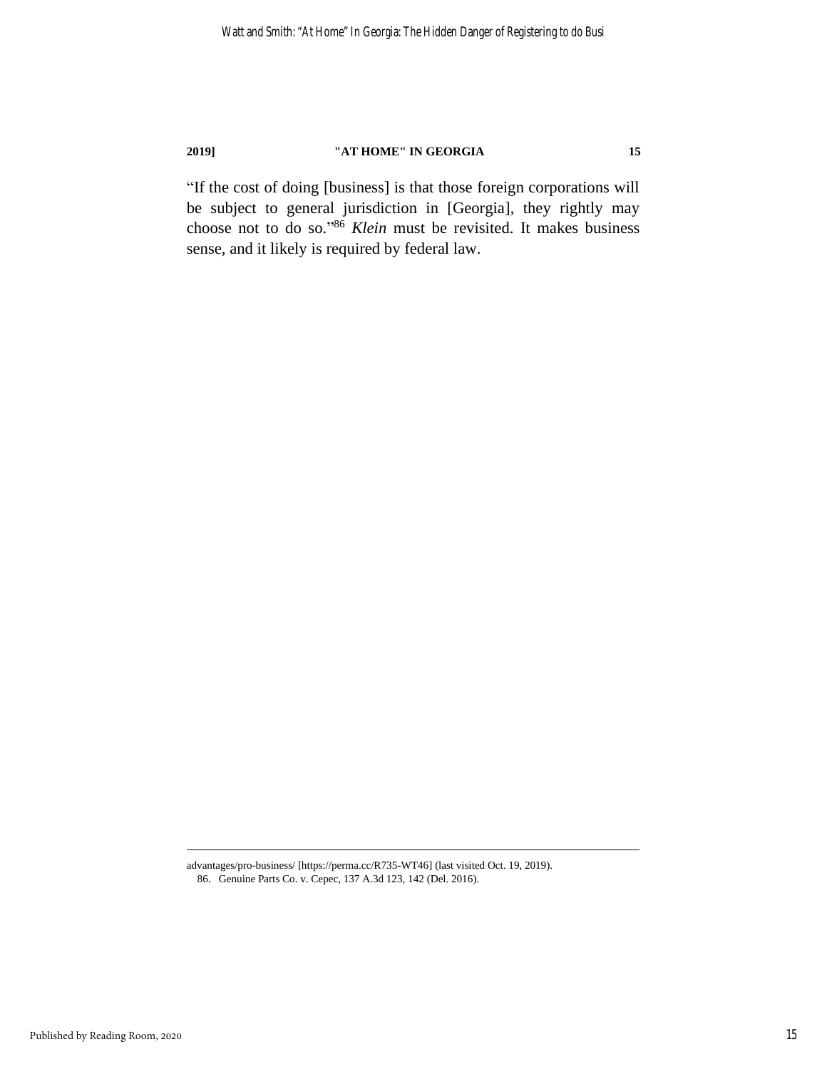"If the cost of doing [business] is that those foreign corporations will be subject to general jurisdiction in [Georgia], they rightly may choose not to do so."[86] *Klein* must be revisited. It makes business sense, and it likely is required by federal law.

---

advantages/pro-business/ [https://perma.cc/R735-WT46] (last visited Oct. 19, 2019).

86. Genuine Parts Co. v. Cepec, 137 A.3d 123, 142 (Del. 2016).